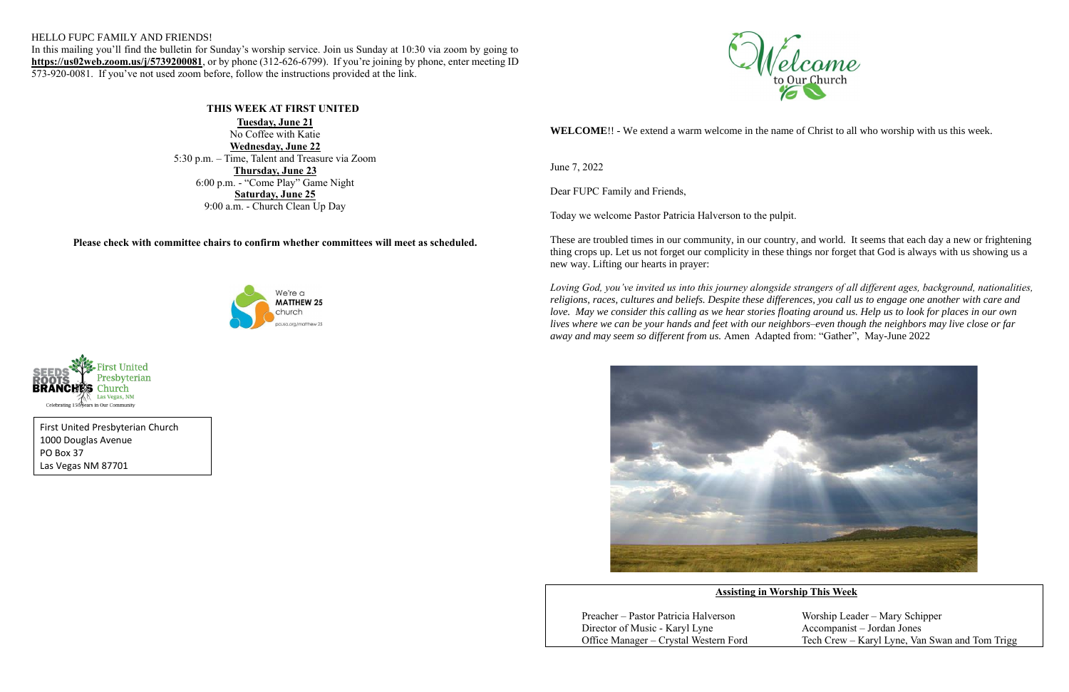HELLO FUPC FAMILY AND FRIENDS!

In this mailing you'll find the bulletin for Sunday's worship service. Join us Sunday at 10:30 via zoom by going to **https://us02web.zoom.us/j/5739200081**, or by phone (312-626-6799). If you're joining by phone, enter meeting ID 573-920-0081. If you've not used zoom before, follow the instructions provided at the link.

## THIS WEEK AT FIRST UNITED

**Tuesday, June 21**
No Coffee with Katie

**Wednesday, June 22**
5:30 p.m. – Time, Talent and Treasure via Zoom

**Thursday, June 23**
6:00 p.m. - "Come Play" Game Night

**Saturday, June 25**
9:00 a.m. - Church Clean Up Day

**Please check with committee chairs to confirm whether committees will meet as scheduled.**

We're a MATTHEW 25 church
pcusa.org/matthew25

SEEDS ROOTS BRANCHES First United Presbyterian Church Las Vegas, NM
Celebrating 150 Years in Our Community

First United Presbyterian Church
1000 Douglas Avenue
PO Box 37
Las Vegas NM 87701

Welcome to Our Church

**WELCOME**!! - We extend a warm welcome in the name of Christ to all who worship with us this week.

June 7, 2022

Dear FUPC Family and Friends,

Today we welcome Pastor Patricia Halverson to the pulpit.

These are troubled times in our community, in our country, and world. It seems that each day a new or frightening thing crops up. Let us not forget our complicity in these things nor forget that God is always with us showing us a new way. Lifting our hearts in prayer:

*Loving God, you've invited us into this journey alongside strangers of all different ages, background, nationalities, religions, races, cultures and beliefs. Despite these differences, you call us to engage one another with care and love. May we consider this calling as we hear stories floating around us. Help us to look for places in our own lives where we can be your hands and feet with our neighbors–even though the neighbors may live close or far away and may seem so different from us.* Amen Adapted from: "Gather", May-June 2022

**Assisting in Worship This Week**

Preacher – Pastor Patricia Halverson
Director of Music - Karyl Lyne
Office Manager – Crystal Western Ford
Worship Leader – Mary Schipper
Accompanist – Jordan Jones
Tech Crew – Karyl Lyne, Van Swan and Tom Trigg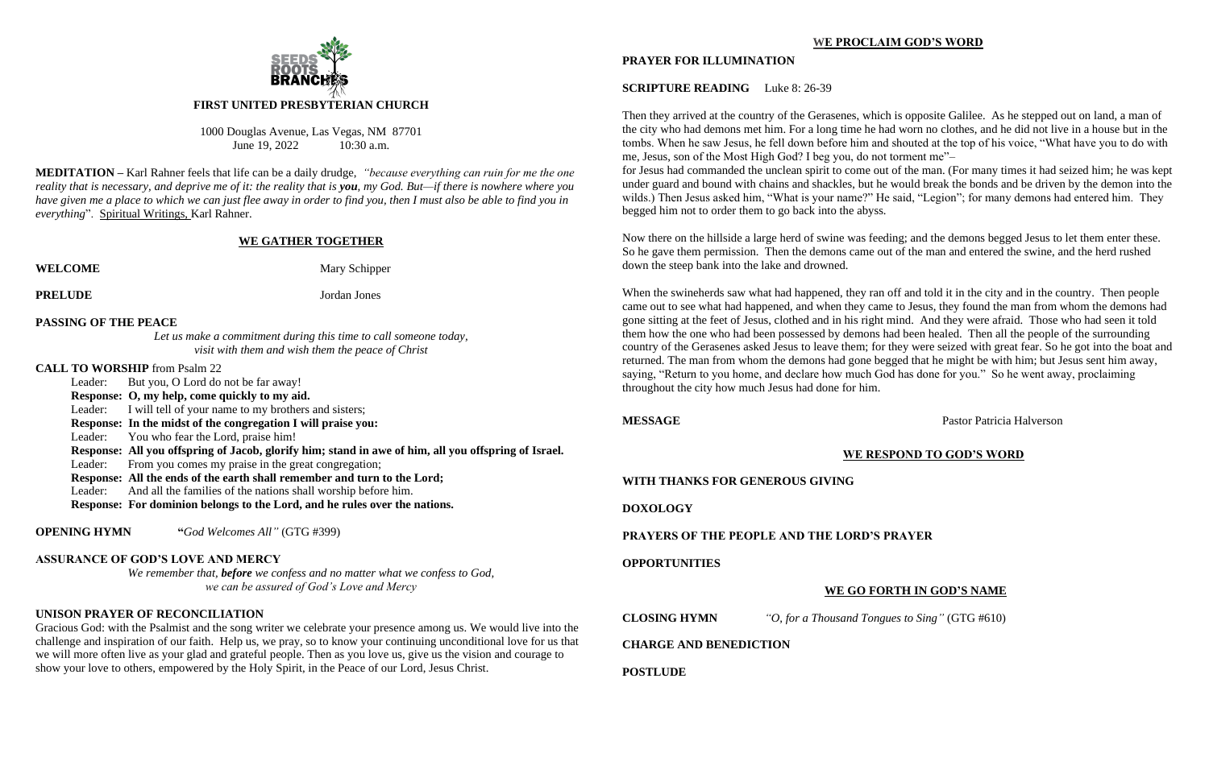**FIRST UNITED PRESBYTERIAN CHURCH**

1000 Douglas Avenue, Las Vegas, NM 87701
June 19, 2022 10:30 a.m.

**MEDITATION –** Karl Rahner feels that life can be a daily drudge, *"because everything can ruin for me the one reality that is necessary, and deprive me of it: the reality that is **you**, my God. But—if there is nowhere where you have given me a place to which we can just flee away in order to find you, then I must also be able to find you in everything*". Spiritual Writings, Karl Rahner.

## WE GATHER TOGETHER

**WELCOME** Mary Schipper

**PRELUDE** Jordan Jones

**PASSING OF THE PEACE**

*Let us make a commitment during this time to call someone today, visit with them and wish them the peace of Christ*

**CALL TO WORSHIP** from Psalm 22

Leader: But you, O Lord do not be far away!
**Response: O, my help, come quickly to my aid.**
Leader: I will tell of your name to my brothers and sisters;
**Response: In the midst of the congregation I will praise you:**
Leader: You who fear the Lord, praise him!
**Response: All you offspring of Jacob, glorify him; stand in awe of him, all you offspring of Israel.**
Leader: From you comes my praise in the great congregation;
**Response: All the ends of the earth shall remember and turn to the Lord;**
Leader: And all the families of the nations shall worship before him.
**Response: For dominion belongs to the Lord, and he rules over the nations.**

**OPENING HYMN** "*God Welcomes All"* (GTG #399)

**ASSURANCE OF GOD'S LOVE AND MERCY**

*We remember that, **before** we confess and no matter what we confess to God, we can be assured of God's Love and Mercy*

**UNISON PRAYER OF RECONCILIATION**

Gracious God: with the Psalmist and the song writer we celebrate your presence among us. We would live into the challenge and inspiration of our faith. Help us, we pray, so to know your continuing unconditional love for us that we will more often live as your glad and grateful people. Then as you love us, give us the vision and courage to show your love to others, empowered by the Holy Spirit, in the Peace of our Lord, Jesus Christ.

## WE PROCLAIM GOD'S WORD

**PRAYER FOR ILLUMINATION**

**SCRIPTURE READING** Luke 8: 26-39

Then they arrived at the country of the Gerasenes, which is opposite Galilee. As he stepped out on land, a man of the city who had demons met him. For a long time he had worn no clothes, and he did not live in a house but in the tombs. When he saw Jesus, he fell down before him and shouted at the top of his voice, "What have you to do with me, Jesus, son of the Most High God? I beg you, do not torment me"–
for Jesus had commanded the unclean spirit to come out of the man. (For many times it had seized him; he was kept under guard and bound with chains and shackles, but he would break the bonds and be driven by the demon into the wilds.) Then Jesus asked him, "What is your name?" He said, "Legion"; for many demons had entered him. They begged him not to order them to go back into the abyss.

Now there on the hillside a large herd of swine was feeding; and the demons begged Jesus to let them enter these. So he gave them permission. Then the demons came out of the man and entered the swine, and the herd rushed down the steep bank into the lake and drowned.

When the swineherds saw what had happened, they ran off and told it in the city and in the country. Then people came out to see what had happened, and when they came to Jesus, they found the man from whom the demons had gone sitting at the feet of Jesus, clothed and in his right mind. And they were afraid. Those who had seen it told them how the one who had been possessed by demons had been healed. Then all the people of the surrounding country of the Gerasenes asked Jesus to leave them; for they were seized with great fear. So he got into the boat and returned. The man from whom the demons had gone begged that he might be with him; but Jesus sent him away, saying, "Return to you home, and declare how much God has done for you." So he went away, proclaiming throughout the city how much Jesus had done for him.

**MESSAGE** Pastor Patricia Halverson

## WE RESPOND TO GOD'S WORD

**WITH THANKS FOR GENEROUS GIVING**

**DOXOLOGY**

**PRAYERS OF THE PEOPLE AND THE LORD'S PRAYER**

**OPPORTUNITIES**

## WE GO FORTH IN GOD'S NAME

**CLOSING HYMN** *"O, for a Thousand Tongues to Sing"* (GTG #610)

**CHARGE AND BENEDICTION**

**POSTLUDE**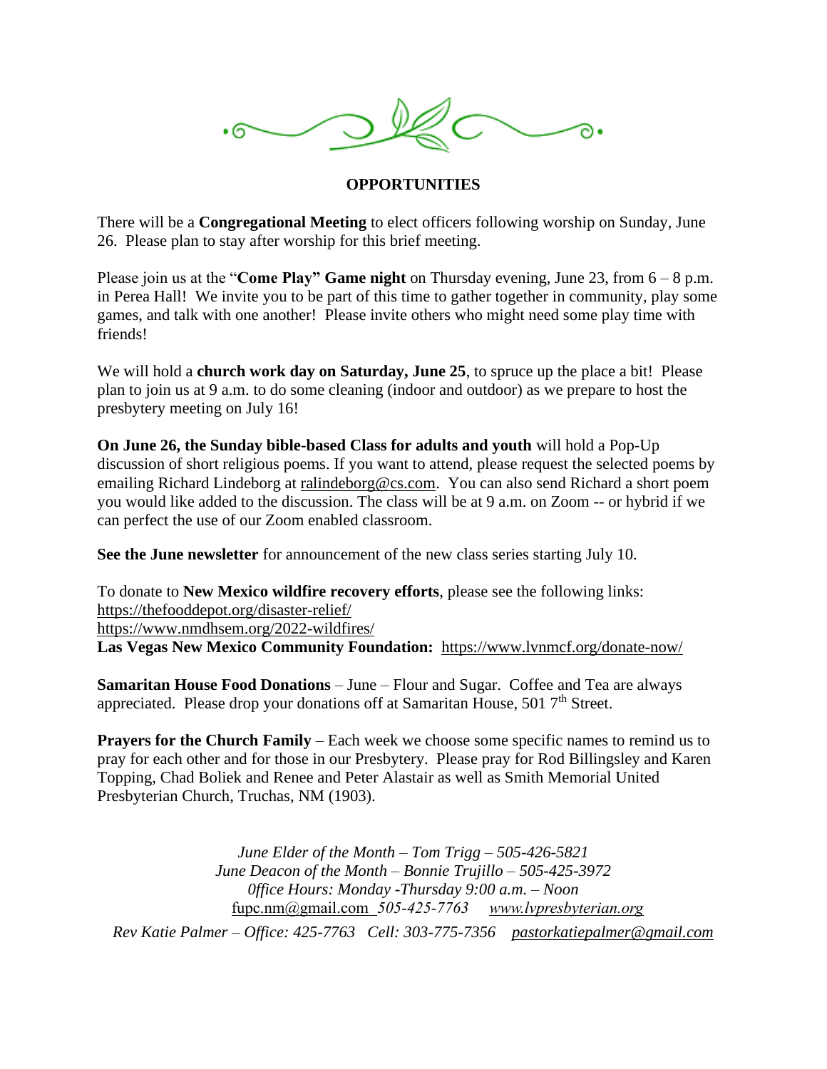**OPPORTUNITIES**

There will be a **Congregational Meeting** to elect officers following worship on Sunday, June 26. Please plan to stay after worship for this brief meeting.

Please join us at the "**Come Play" Game night** on Thursday evening, June 23, from 6 – 8 p.m. in Perea Hall! We invite you to be part of this time to gather together in community, play some games, and talk with one another! Please invite others who might need some play time with friends!

We will hold a **church work day on Saturday, June 25**, to spruce up the place a bit! Please plan to join us at 9 a.m. to do some cleaning (indoor and outdoor) as we prepare to host the presbytery meeting on July 16!

**On June 26, the Sunday bible-based Class for adults and youth** will hold a Pop-Up discussion of short religious poems. If you want to attend, please request the selected poems by emailing Richard Lindeborg at ralindeborg@cs.com. You can also send Richard a short poem you would like added to the discussion. The class will be at 9 a.m. on Zoom -- or hybrid if we can perfect the use of our Zoom enabled classroom.

**See the June newsletter** for announcement of the new class series starting July 10.

To donate to **New Mexico wildfire recovery efforts**, please see the following links:
https://thefooddepot.org/disaster-relief/
https://www.nmdhsem.org/2022-wildfires/
**Las Vegas New Mexico Community Foundation:** https://www.lvnmcf.org/donate-now/

**Samaritan House Food Donations** – June – Flour and Sugar. Coffee and Tea are always appreciated. Please drop your donations off at Samaritan House, 501 7th Street.

**Prayers for the Church Family** – Each week we choose some specific names to remind us to pray for each other and for those in our Presbytery. Please pray for Rod Billingsley and Karen Topping, Chad Boliek and Renee and Peter Alastair as well as Smith Memorial United Presbyterian Church, Truchas, NM (1903).

*June Elder of the Month – Tom Trigg – 505-426-5821*
*June Deacon of the Month – Bonnie Trujillo – 505-425-3972*
*0ffice Hours: Monday -Thursday 9:00 a.m. – Noon*
fupc.nm@gmail.com *505-425-7763* *www.lvpresbyterian.org*

*Rev Katie Palmer – Office: 425-7763 Cell: 303-775-7356* *pastorkatiepalmer@gmail.com*